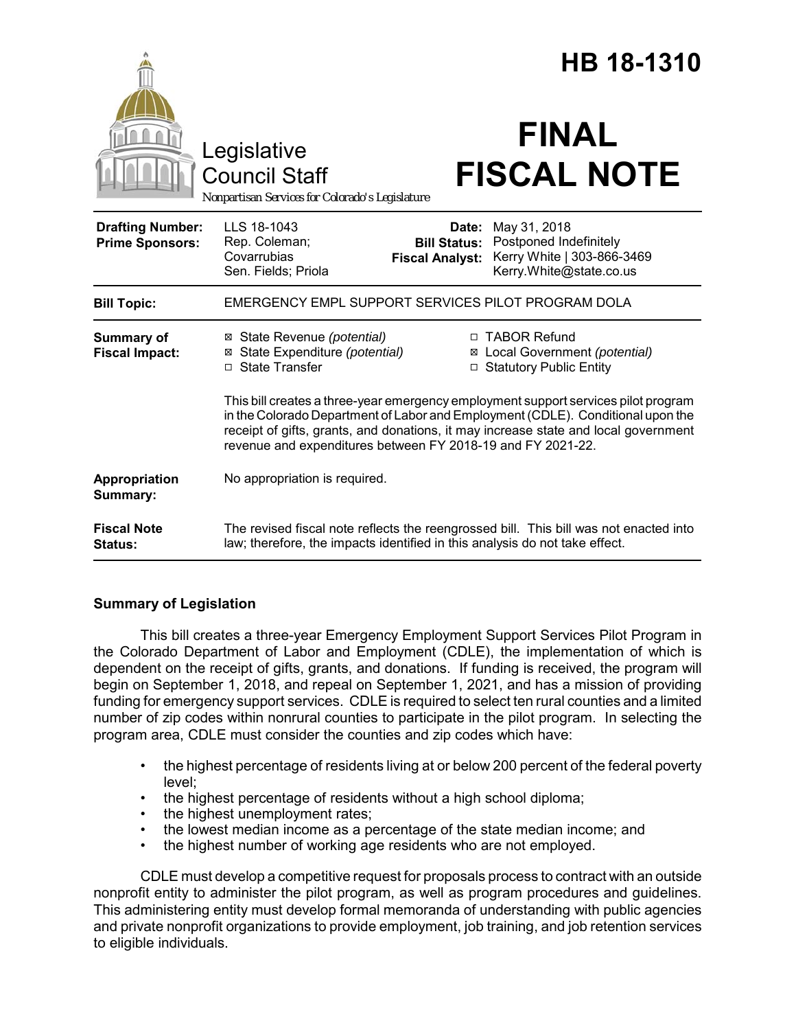# HB 18-1310

Legislative Council Staff

*Nonpartisan Services for Colorado's Legislature*

# FINAL FISCAL NOTE

| | | | |
|---|---|---|---|
| **Drafting Number:** | LLS 18-1043 | **Date:** | May 31, 2018 |
| **Prime Sponsors:** | Rep. Coleman; Covarrubias<br>Sen. Fields; Priola | **Bill Status:** | Postponed Indefinitely |
| | | **Fiscal Analyst:** | Kerry White \| 303-866-3469<br>Kerry.White@state.co.us |

| | |
|---|---|
| **Bill Topic:** | EMERGENCY EMPL SUPPORT SERVICES PILOT PROGRAM DOLA |
| **Summary of Fiscal Impact:** | ☒ State Revenue *(potential)*<br>☒ State Expenditure *(potential)*<br>☐ State Transfer<br>☐ TABOR Refund<br>☒ Local Government *(potential)*<br>☐ Statutory Public Entity<br><br>This bill creates a three-year emergency employment support services pilot program in the Colorado Department of Labor and Employment (CDLE). Conditional upon the receipt of gifts, grants, and donations, it may increase state and local government revenue and expenditures between FY 2018-19 and FY 2021-22. |
| **Appropriation Summary:** | No appropriation is required. |
| **Fiscal Note Status:** | The revised fiscal note reflects the reengrossed bill. This bill was not enacted into law; therefore, the impacts identified in this analysis do not take effect. |

## Summary of Legislation

This bill creates a three-year Emergency Employment Support Services Pilot Program in the Colorado Department of Labor and Employment (CDLE), the implementation of which is dependent on the receipt of gifts, grants, and donations. If funding is received, the program will begin on September 1, 2018, and repeal on September 1, 2021, and has a mission of providing funding for emergency support services. CDLE is required to select ten rural counties and a limited number of zip codes within nonrural counties to participate in the pilot program. In selecting the program area, CDLE must consider the counties and zip codes which have:

- the highest percentage of residents living at or below 200 percent of the federal poverty level;
- the highest percentage of residents without a high school diploma;
- the highest unemployment rates;
- the lowest median income as a percentage of the state median income; and
- the highest number of working age residents who are not employed.

CDLE must develop a competitive request for proposals process to contract with an outside nonprofit entity to administer the pilot program, as well as program procedures and guidelines. This administering entity must develop formal memoranda of understanding with public agencies and private nonprofit organizations to provide employment, job training, and job retention services to eligible individuals.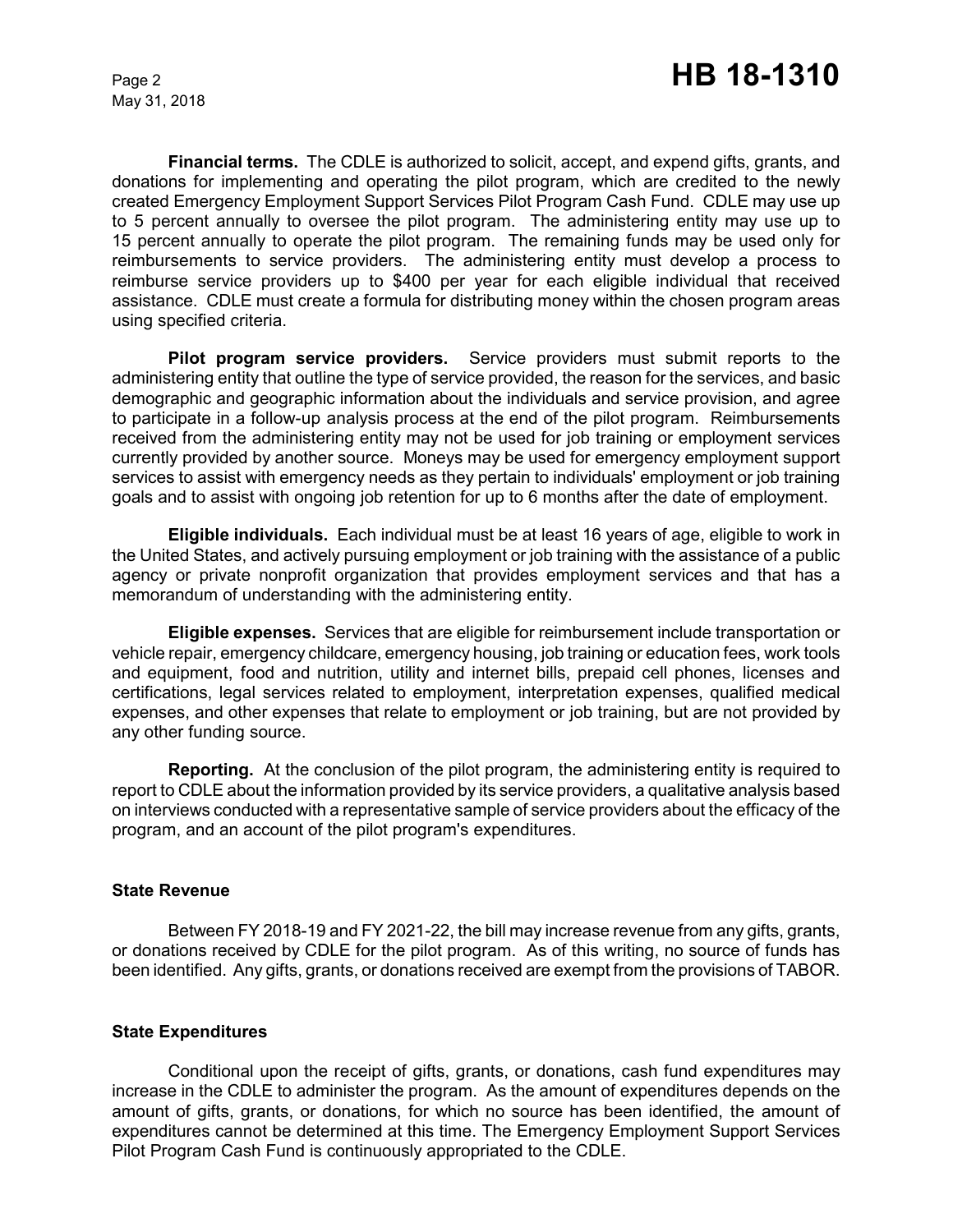**Financial terms.** The CDLE is authorized to solicit, accept, and expend gifts, grants, and donations for implementing and operating the pilot program, which are credited to the newly created Emergency Employment Support Services Pilot Program Cash Fund. CDLE may use up to 5 percent annually to oversee the pilot program. The administering entity may use up to 15 percent annually to operate the pilot program. The remaining funds may be used only for reimbursements to service providers. The administering entity must develop a process to reimburse service providers up to $400 per year for each eligible individual that received assistance. CDLE must create a formula for distributing money within the chosen program areas using specified criteria.

**Pilot program service providers.** Service providers must submit reports to the administering entity that outline the type of service provided, the reason for the services, and basic demographic and geographic information about the individuals and service provision, and agree to participate in a follow-up analysis process at the end of the pilot program. Reimbursements received from the administering entity may not be used for job training or employment services currently provided by another source. Moneys may be used for emergency employment support services to assist with emergency needs as they pertain to individuals' employment or job training goals and to assist with ongoing job retention for up to 6 months after the date of employment.

**Eligible individuals.** Each individual must be at least 16 years of age, eligible to work in the United States, and actively pursuing employment or job training with the assistance of a public agency or private nonprofit organization that provides employment services and that has a memorandum of understanding with the administering entity.

**Eligible expenses.** Services that are eligible for reimbursement include transportation or vehicle repair, emergency childcare, emergency housing, job training or education fees, work tools and equipment, food and nutrition, utility and internet bills, prepaid cell phones, licenses and certifications, legal services related to employment, interpretation expenses, qualified medical expenses, and other expenses that relate to employment or job training, but are not provided by any other funding source.

**Reporting.** At the conclusion of the pilot program, the administering entity is required to report to CDLE about the information provided by its service providers, a qualitative analysis based on interviews conducted with a representative sample of service providers about the efficacy of the program, and an account of the pilot program's expenditures.

## State Revenue

Between FY 2018-19 and FY 2021-22, the bill may increase revenue from any gifts, grants, or donations received by CDLE for the pilot program. As of this writing, no source of funds has been identified. Any gifts, grants, or donations received are exempt from the provisions of TABOR.

## State Expenditures

Conditional upon the receipt of gifts, grants, or donations, cash fund expenditures may increase in the CDLE to administer the program. As the amount of expenditures depends on the amount of gifts, grants, or donations, for which no source has been identified, the amount of expenditures cannot be determined at this time. The Emergency Employment Support Services Pilot Program Cash Fund is continuously appropriated to the CDLE.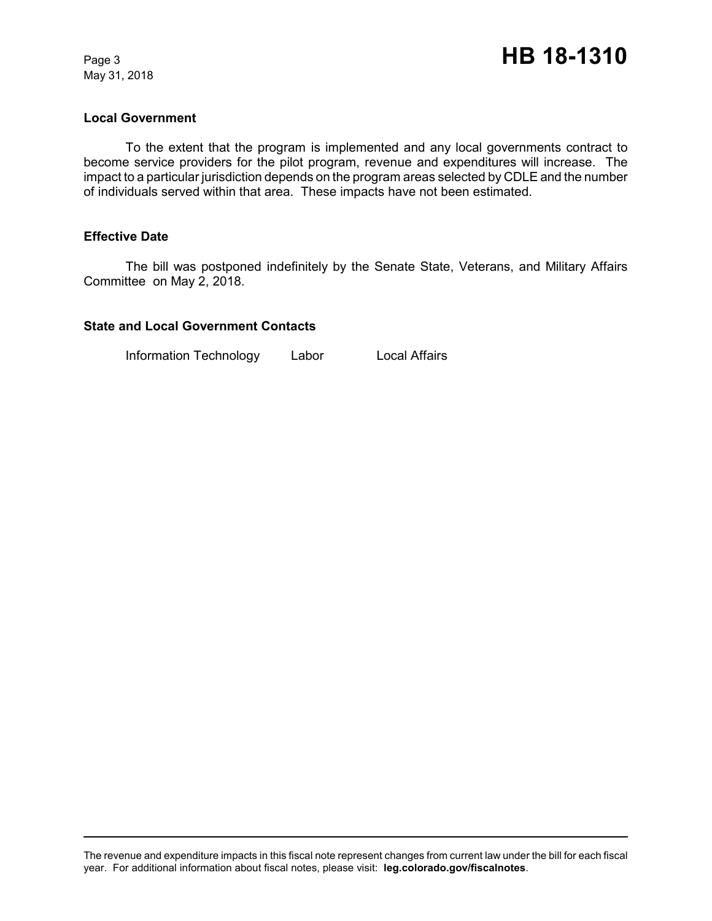### Local Government

To the extent that the program is implemented and any local governments contract to become service providers for the pilot program, revenue and expenditures will increase. The impact to a particular jurisdiction depends on the program areas selected by CDLE and the number of individuals served within that area. These impacts have not been estimated.

### Effective Date

The bill was postponed indefinitely by the Senate State, Veterans, and Military Affairs Committee on May 2, 2018.

### State and Local Government Contacts

Information Technology Labor Local Affairs

The revenue and expenditure impacts in this fiscal note represent changes from current law under the bill for each fiscal year. For additional information about fiscal notes, please visit: **leg.colorado.gov/fiscalnotes**.